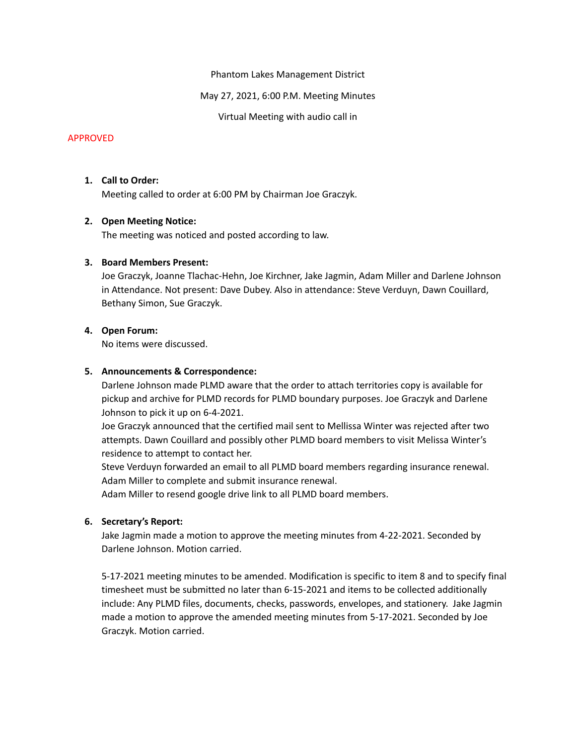Phantom Lakes Management District

May 27, 2021, 6:00 P.M. Meeting Minutes

Virtual Meeting with audio call in

APPROVED

1. **Call to Order:**
   Meeting called to order at 6:00 PM by Chairman Joe Graczyk.

2. **Open Meeting Notice:**
   The meeting was noticed and posted according to law.

3. **Board Members Present:**
   Joe Graczyk, Joanne Tlachac-Hehn, Joe Kirchner, Jake Jagmin, Adam Miller and Darlene Johnson in Attendance. Not present: Dave Dubey. Also in attendance: Steve Verduyn, Dawn Couillard, Bethany Simon, Sue Graczyk.

4. **Open Forum:**
   No items were discussed.

5. **Announcements & Correspondence:**
   Darlene Johnson made PLMD aware that the order to attach territories copy is available for pickup and archive for PLMD records for PLMD boundary purposes. Joe Graczyk and Darlene Johnson to pick it up on 6-4-2021.
   Joe Graczyk announced that the certified mail sent to Mellissa Winter was rejected after two attempts. Dawn Couillard and possibly other PLMD board members to visit Melissa Winter's residence to attempt to contact her.
   Steve Verduyn forwarded an email to all PLMD board members regarding insurance renewal. Adam Miller to complete and submit insurance renewal.
   Adam Miller to resend google drive link to all PLMD board members.

6. **Secretary's Report:**
   Jake Jagmin made a motion to approve the meeting minutes from 4-22-2021. Seconded by Darlene Johnson. Motion carried.

   5-17-2021 meeting minutes to be amended. Modification is specific to item 8 and to specify final timesheet must be submitted no later than 6-15-2021 and items to be collected additionally include: Any PLMD files, documents, checks, passwords, envelopes, and stationery. Jake Jagmin made a motion to approve the amended meeting minutes from 5-17-2021. Seconded by Joe Graczyk. Motion carried.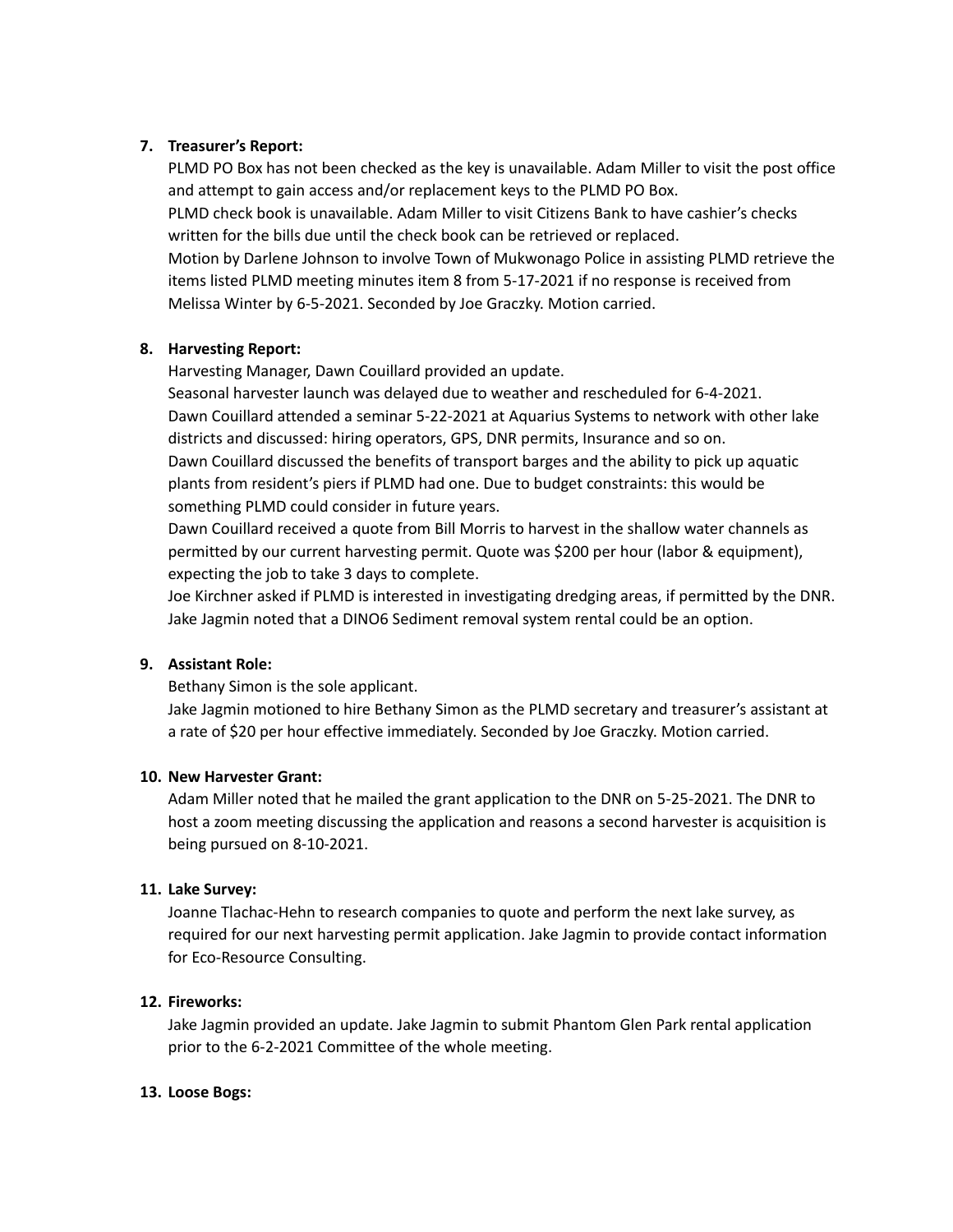7. **Treasurer's Report:**

   PLMD PO Box has not been checked as the key is unavailable. Adam Miller to visit the post office and attempt to gain access and/or replacement keys to the PLMD PO Box.

   PLMD check book is unavailable. Adam Miller to visit Citizens Bank to have cashier's checks written for the bills due until the check book can be retrieved or replaced.

   Motion by Darlene Johnson to involve Town of Mukwonago Police in assisting PLMD retrieve the items listed PLMD meeting minutes item 8 from 5-17-2021 if no response is received from Melissa Winter by 6-5-2021. Seconded by Joe Graczky. Motion carried.

8. **Harvesting Report:**

   Harvesting Manager, Dawn Couillard provided an update.

   Seasonal harvester launch was delayed due to weather and rescheduled for 6-4-2021.

   Dawn Couillard attended a seminar 5-22-2021 at Aquarius Systems to network with other lake districts and discussed: hiring operators, GPS, DNR permits, Insurance and so on.

   Dawn Couillard discussed the benefits of transport barges and the ability to pick up aquatic plants from resident's piers if PLMD had one. Due to budget constraints: this would be something PLMD could consider in future years.

   Dawn Couillard received a quote from Bill Morris to harvest in the shallow water channels as permitted by our current harvesting permit. Quote was $200 per hour (labor & equipment), expecting the job to take 3 days to complete.

   Joe Kirchner asked if PLMD is interested in investigating dredging areas, if permitted by the DNR. Jake Jagmin noted that a DINO6 Sediment removal system rental could be an option.

9. **Assistant Role:**

   Bethany Simon is the sole applicant.

   Jake Jagmin motioned to hire Bethany Simon as the PLMD secretary and treasurer's assistant at a rate of $20 per hour effective immediately. Seconded by Joe Graczky. Motion carried.

10. **New Harvester Grant:**

    Adam Miller noted that he mailed the grant application to the DNR on 5-25-2021. The DNR to host a zoom meeting discussing the application and reasons a second harvester is acquisition is being pursued on 8-10-2021.

11. **Lake Survey:**

    Joanne Tlachac-Hehn to research companies to quote and perform the next lake survey, as required for our next harvesting permit application. Jake Jagmin to provide contact information for Eco-Resource Consulting.

12. **Fireworks:**

    Jake Jagmin provided an update. Jake Jagmin to submit Phantom Glen Park rental application prior to the 6-2-2021 Committee of the whole meeting.

13. **Loose Bogs:**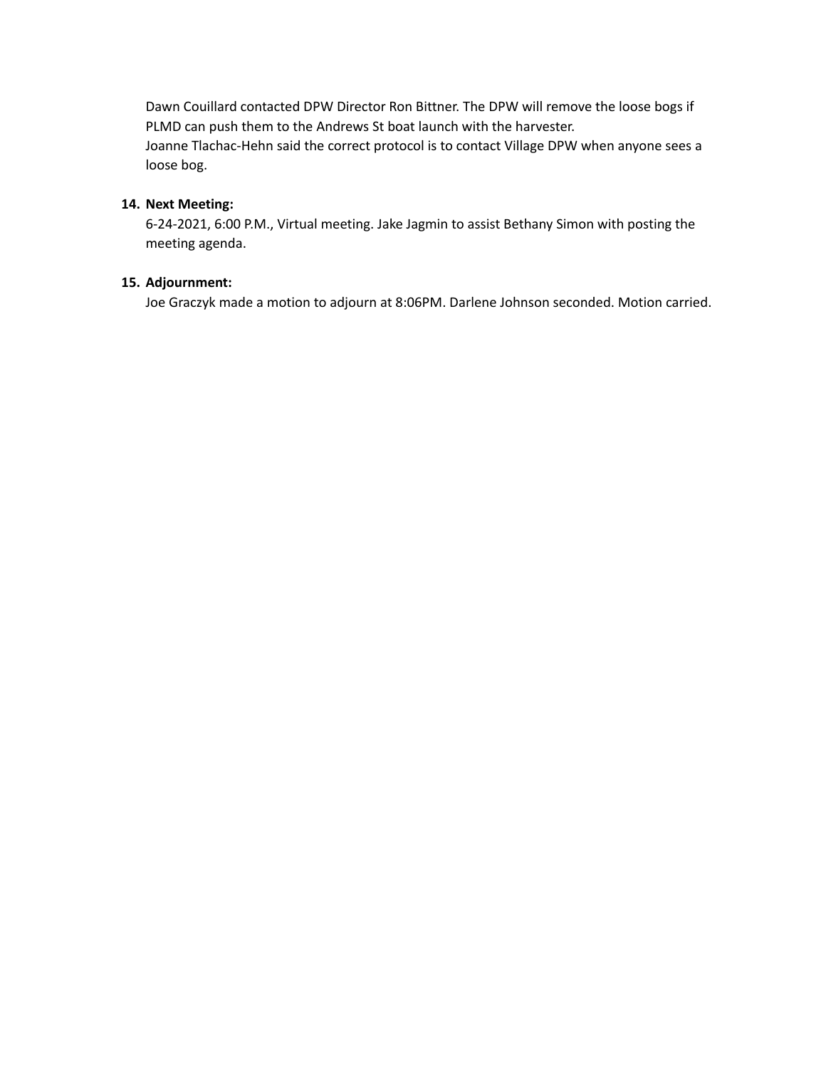Dawn Couillard contacted DPW Director Ron Bittner. The DPW will remove the loose bogs if PLMD can push them to the Andrews St boat launch with the harvester.
Joanne Tlachac-Hehn said the correct protocol is to contact Village DPW when anyone sees a loose bog.

14. **Next Meeting:**
    6-24-2021, 6:00 P.M., Virtual meeting. Jake Jagmin to assist Bethany Simon with posting the meeting agenda.

15. **Adjournment:**
    Joe Graczyk made a motion to adjourn at 8:06PM. Darlene Johnson seconded. Motion carried.